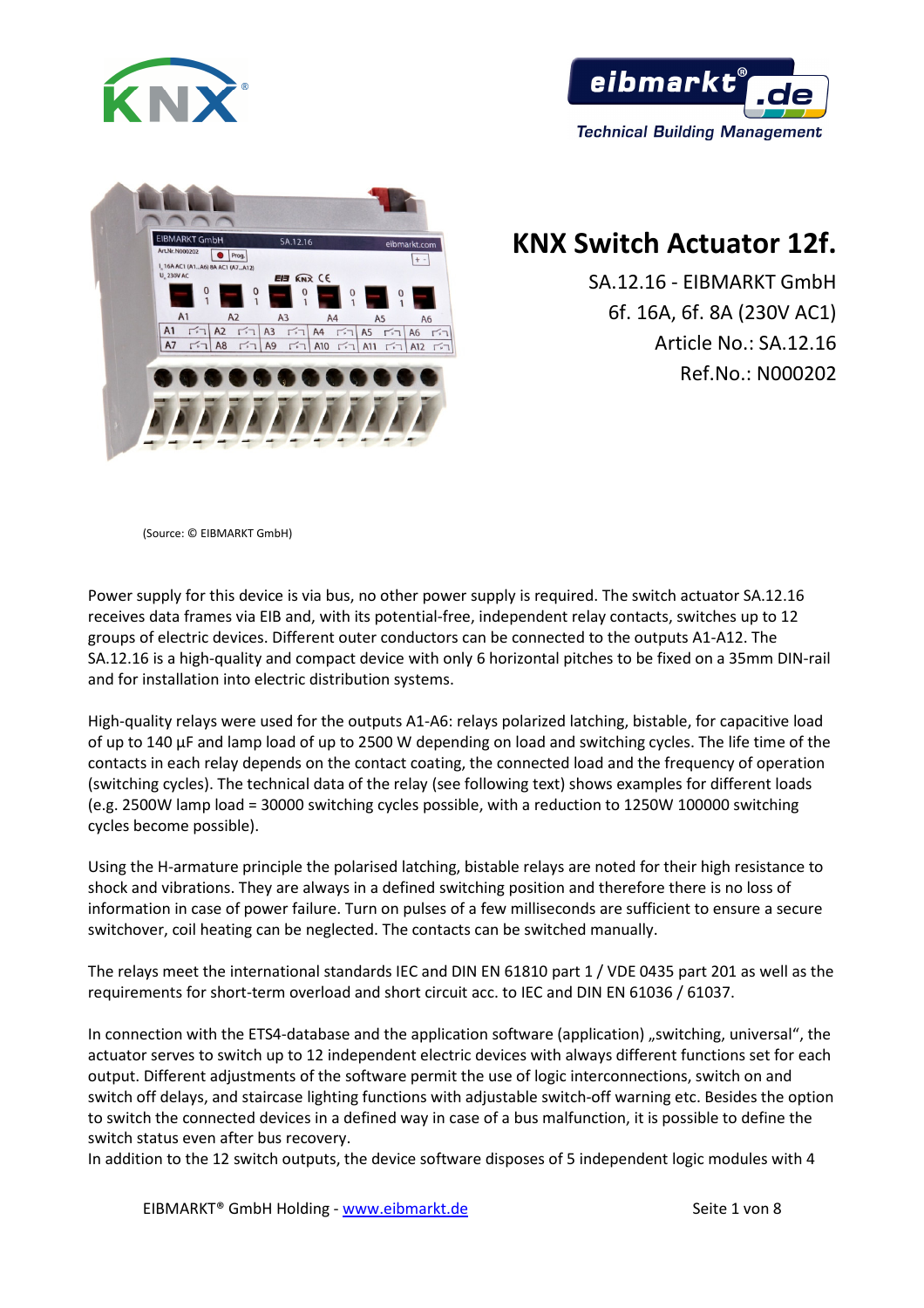# KNX Switch Actuator 12f.

SA.12.16 - EIBMARKT GmbH
6f. 16A, 6f. 8A (230V AC1)
Article No.: SA.12.16
Ref.No.: N000202

(Source: © EIBMARKT GmbH)

Power supply for this device is via bus, no other power supply is required. The switch actuator SA.12.16 receives data frames via EIB and, with its potential-free, independent relay contacts, switches up to 12 groups of electric devices. Different outer conductors can be connected to the outputs A1-A12. The SA.12.16 is a high-quality and compact device with only 6 horizontal pitches to be fixed on a 35mm DIN-rail and for installation into electric distribution systems.

High-quality relays were used for the outputs A1-A6: relays polarized latching, bistable, for capacitive load of up to 140 µF and lamp load of up to 2500 W depending on load and switching cycles. The life time of the contacts in each relay depends on the contact coating, the connected load and the frequency of operation (switching cycles). The technical data of the relay (see following text) shows examples for different loads (e.g. 2500W lamp load = 30000 switching cycles possible, with a reduction to 1250W 100000 switching cycles become possible).

Using the H-armature principle the polarised latching, bistable relays are noted for their high resistance to shock and vibrations. They are always in a defined switching position and therefore there is no loss of information in case of power failure. Turn on pulses of a few milliseconds are sufficient to ensure a secure switchover, coil heating can be neglected. The contacts can be switched manually.

The relays meet the international standards IEC and DIN EN 61810 part 1 / VDE 0435 part 201 as well as the requirements for short-term overload and short circuit acc. to IEC and DIN EN 61036 / 61037.

In connection with the ETS4-database and the application software (application) „switching, universal“, the actuator serves to switch up to 12 independent electric devices with always different functions set for each output. Different adjustments of the software permit the use of logic interconnections, switch on and switch off delays, and staircase lighting functions with adjustable switch-off warning etc. Besides the option to switch the connected devices in a defined way in case of a bus malfunction, it is possible to define the switch status even after bus recovery.
In addition to the 12 switch outputs, the device software disposes of 5 independent logic modules with 4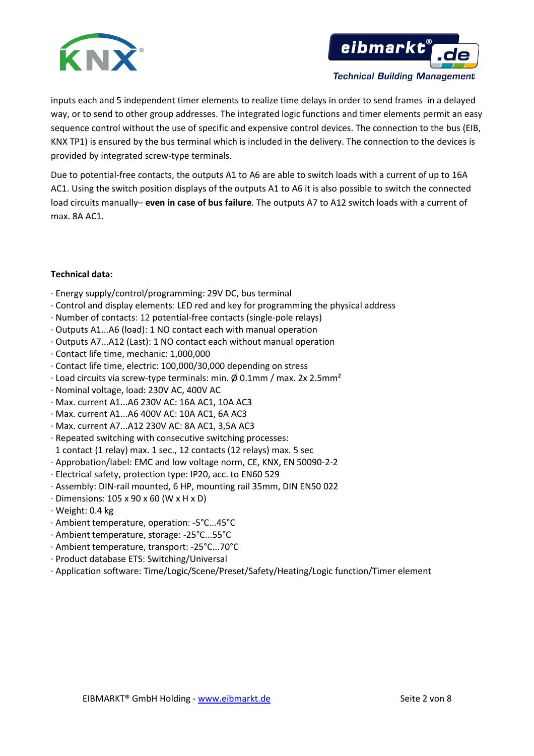inputs each and 5 independent timer elements to realize time delays in order to send frames in a delayed way, or to send to other group addresses. The integrated logic functions and timer elements permit an easy sequence control without the use of specific and expensive control devices. The connection to the bus (EIB, KNX TP1) is ensured by the bus terminal which is included in the delivery. The connection to the devices is provided by integrated screw-type terminals.

Due to potential-free contacts, the outputs A1 to A6 are able to switch loads with a current of up to 16A AC1. Using the switch position displays of the outputs A1 to A6 it is also possible to switch the connected load circuits manually– **even in case of bus failure**. The outputs A7 to A12 switch loads with a current of max. 8A AC1.

**Technical data:**

· Energy supply/control/programming: 29V DC, bus terminal
· Control and display elements: LED red and key for programming the physical address
· Number of contacts: 12 potential-free contacts (single-pole relays)
· Outputs A1...A6 (load): 1 NO contact each with manual operation
· Outputs A7...A12 (Last): 1 NO contact each without manual operation
· Contact life time, mechanic: 1,000,000
· Contact life time, electric: 100,000/30,000 depending on stress
· Load circuits via screw-type terminals: min. Ø 0.1mm / max. 2x 2.5mm²
· Nominal voltage, load: 230V AC, 400V AC
· Max. current A1...A6 230V AC: 16A AC1, 10A AC3
· Max. current A1...A6 400V AC: 10A AC1, 6A AC3
· Max. current A7...A12 230V AC: 8A AC1, 3,5A AC3
· Repeated switching with consecutive switching processes:
 1 contact (1 relay) max. 1 sec., 12 contacts (12 relays) max. 5 sec
· Approbation/label: EMC and low voltage norm, CE, KNX, EN 50090-2-2
· Electrical safety, protection type: IP20, acc. to EN60 529
· Assembly: DIN-rail mounted, 6 HP, mounting rail 35mm, DIN EN50 022
· Dimensions: 105 x 90 x 60 (W x H x D)
· Weight: 0.4 kg
· Ambient temperature, operation: -5°C...45°C
· Ambient temperature, storage: -25°C...55°C
· Ambient temperature, transport: -25°C...70°C
· Product database ETS: Switching/Universal
· Application software: Time/Logic/Scene/Preset/Safety/Heating/Logic function/Timer element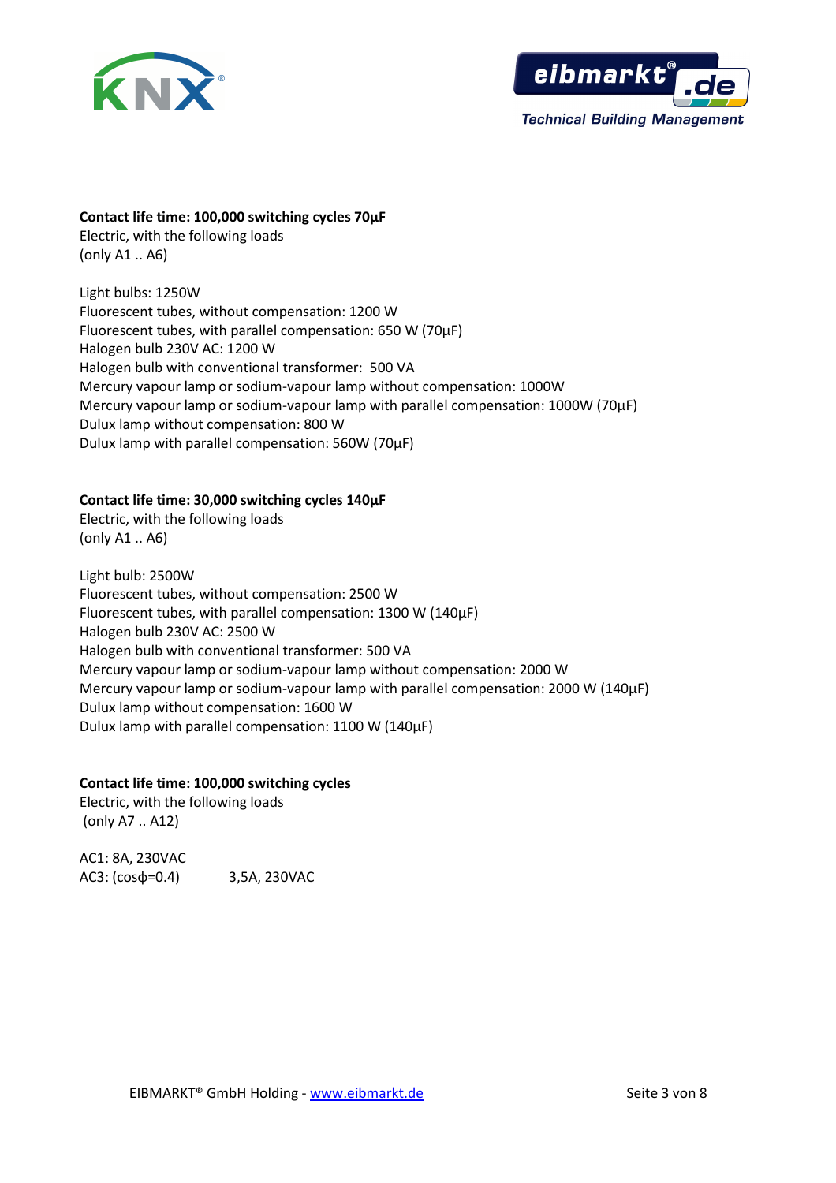**Contact life time: 100,000 switching cycles 70µF**
Electric, with the following loads
(only A1 .. A6)

Light bulbs: 1250W
Fluorescent tubes, without compensation: 1200 W
Fluorescent tubes, with parallel compensation: 650 W (70µF)
Halogen bulb 230V AC: 1200 W
Halogen bulb with conventional transformer: 500 VA
Mercury vapour lamp or sodium-vapour lamp without compensation: 1000W
Mercury vapour lamp or sodium-vapour lamp with parallel compensation: 1000W (70µF)
Dulux lamp without compensation: 800 W
Dulux lamp with parallel compensation: 560W (70µF)

**Contact life time: 30,000 switching cycles 140µF**
Electric, with the following loads
(only A1 .. A6)

Light bulb: 2500W
Fluorescent tubes, without compensation: 2500 W
Fluorescent tubes, with parallel compensation: 1300 W (140µF)
Halogen bulb 230V AC: 2500 W
Halogen bulb with conventional transformer: 500 VA
Mercury vapour lamp or sodium-vapour lamp without compensation: 2000 W
Mercury vapour lamp or sodium-vapour lamp with parallel compensation: 2000 W (140µF)
Dulux lamp without compensation: 1600 W
Dulux lamp with parallel compensation: 1100 W (140µF)

**Contact life time: 100,000 switching cycles**
Electric, with the following loads
(only A7 .. A12)

AC1: 8A, 230VAC
AC3: (cosφ=0.4) 3,5A, 230VAC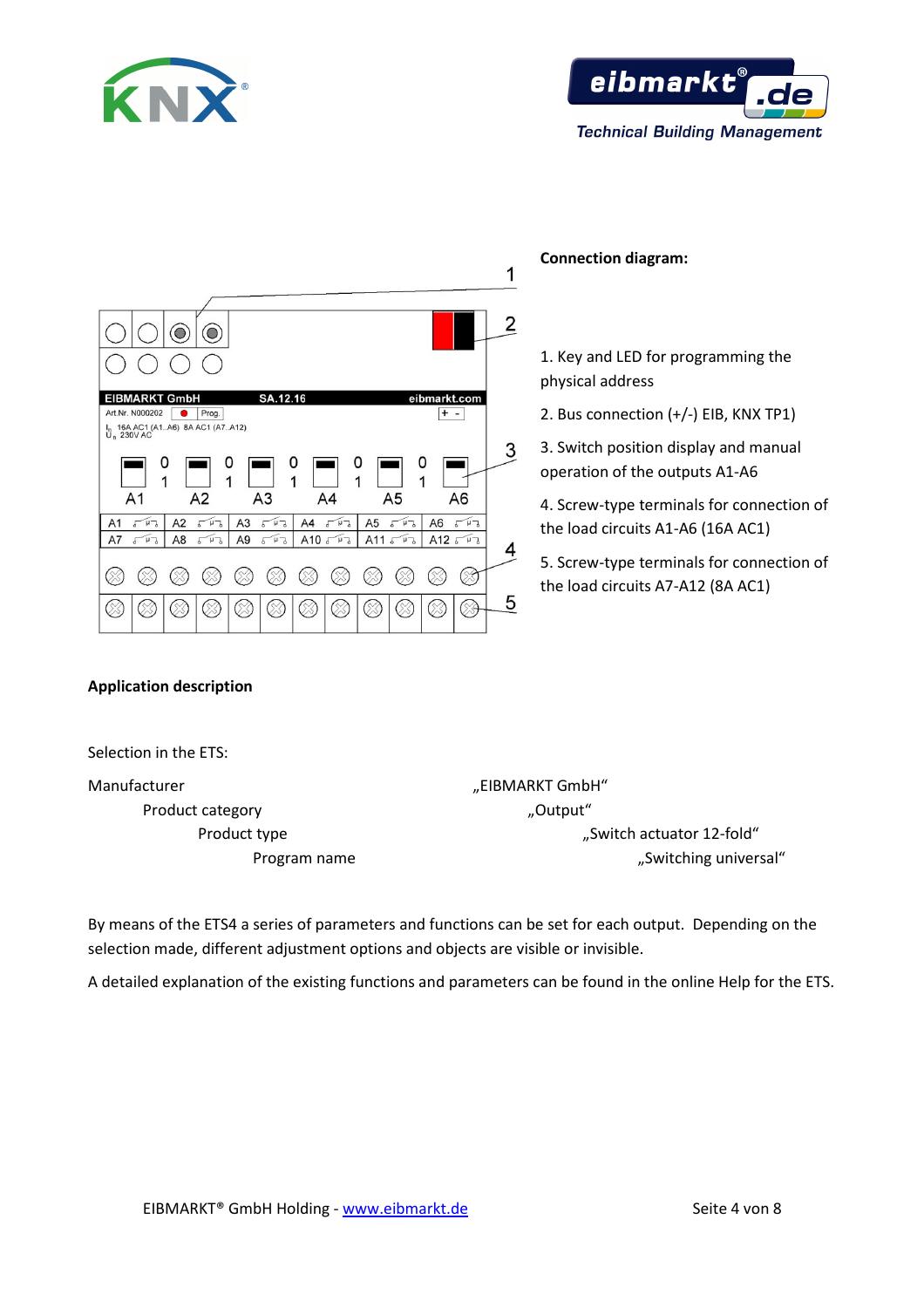**Connection diagram:**

1. Key and LED for programming the physical address
2. Bus connection (+/-) EIB, KNX TP1)
3. Switch position display and manual operation of the outputs A1-A6
4. Screw-type terminals for connection of the load circuits A1-A6 (16A AC1)
5. Screw-type terminals for connection of the load circuits A7-A12 (8A AC1)

**Application description**

Selection in the ETS:

| | |
|---|---|
| Manufacturer | „EIBMARKT GmbH“ |
| Product category | „Output“ |
| Product type | „Switch actuator 12-fold“ |
| Program name | „Switching universal“ |

By means of the ETS4 a series of parameters and functions can be set for each output. Depending on the selection made, different adjustment options and objects are visible or invisible.

A detailed explanation of the existing functions and parameters can be found in the online Help for the ETS.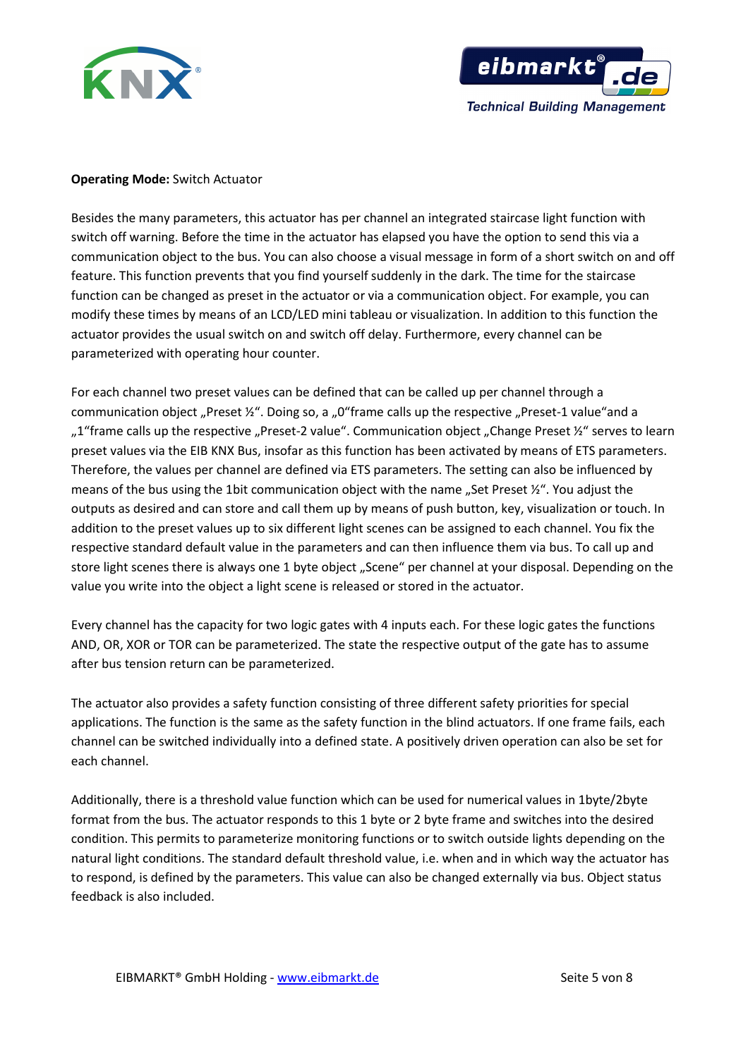**Operating Mode:** Switch Actuator

Besides the many parameters, this actuator has per channel an integrated staircase light function with switch off warning. Before the time in the actuator has elapsed you have the option to send this via a communication object to the bus. You can also choose a visual message in form of a short switch on and off feature. This function prevents that you find yourself suddenly in the dark. The time for the staircase function can be changed as preset in the actuator or via a communication object. For example, you can modify these times by means of an LCD/LED mini tableau or visualization. In addition to this function the actuator provides the usual switch on and switch off delay. Furthermore, every channel can be parameterized with operating hour counter.

For each channel two preset values can be defined that can be called up per channel through a communication object „Preset ½". Doing so, a „0"frame calls up the respective „Preset-1 value"and a „1"frame calls up the respective „Preset-2 value". Communication object „Change Preset ½" serves to learn preset values via the EIB KNX Bus, insofar as this function has been activated by means of ETS parameters. Therefore, the values per channel are defined via ETS parameters. The setting can also be influenced by means of the bus using the 1bit communication object with the name „Set Preset ½". You adjust the outputs as desired and can store and call them up by means of push button, key, visualization or touch. In addition to the preset values up to six different light scenes can be assigned to each channel. You fix the respective standard default value in the parameters and can then influence them via bus. To call up and store light scenes there is always one 1 byte object „Scene" per channel at your disposal. Depending on the value you write into the object a light scene is released or stored in the actuator.

Every channel has the capacity for two logic gates with 4 inputs each. For these logic gates the functions AND, OR, XOR or TOR can be parameterized. The state the respective output of the gate has to assume after bus tension return can be parameterized.

The actuator also provides a safety function consisting of three different safety priorities for special applications. The function is the same as the safety function in the blind actuators. If one frame fails, each channel can be switched individually into a defined state. A positively driven operation can also be set for each channel.

Additionally, there is a threshold value function which can be used for numerical values in 1byte/2byte format from the bus. The actuator responds to this 1 byte or 2 byte frame and switches into the desired condition. This permits to parameterize monitoring functions or to switch outside lights depending on the natural light conditions. The standard default threshold value, i.e. when and in which way the actuator has to respond, is defined by the parameters. This value can also be changed externally via bus. Object status feedback is also included.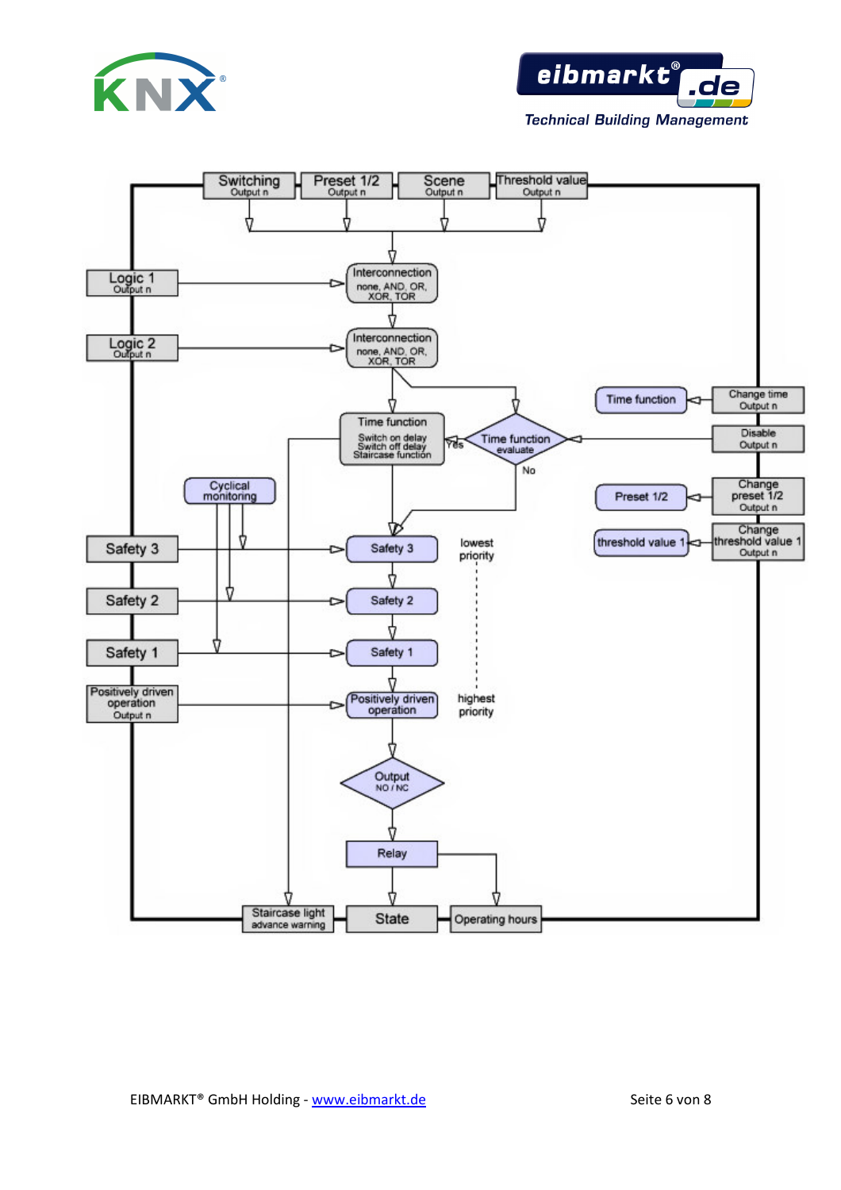Switching
Output n

Preset 1/2
Output n

Scene
Output n

Threshold value
Output n

Logic 1
Output n

Interconnection
none, AND, OR, XOR, TOR

Logic 2
Output n

Interconnection
none, AND, OR, XOR, TOR

Time function
Switch on delay
Switch off delay
Staircase function

Time function
evaluate

Yes

No

Time function

Change time
Output n

Disable
Output n

Preset 1/2

Change preset 1/2
Output n

threshold value 1

Change threshold value 1
Output n

Cyclical monitoring

Safety 3

Safety 3

lowest priority

Safety 2

Safety 2

Safety 1

Safety 1

Positively driven operation
Output n

Positively driven operation

highest priority

Output
NO / NC

Relay

Staircase light advance warning

State

Operating hours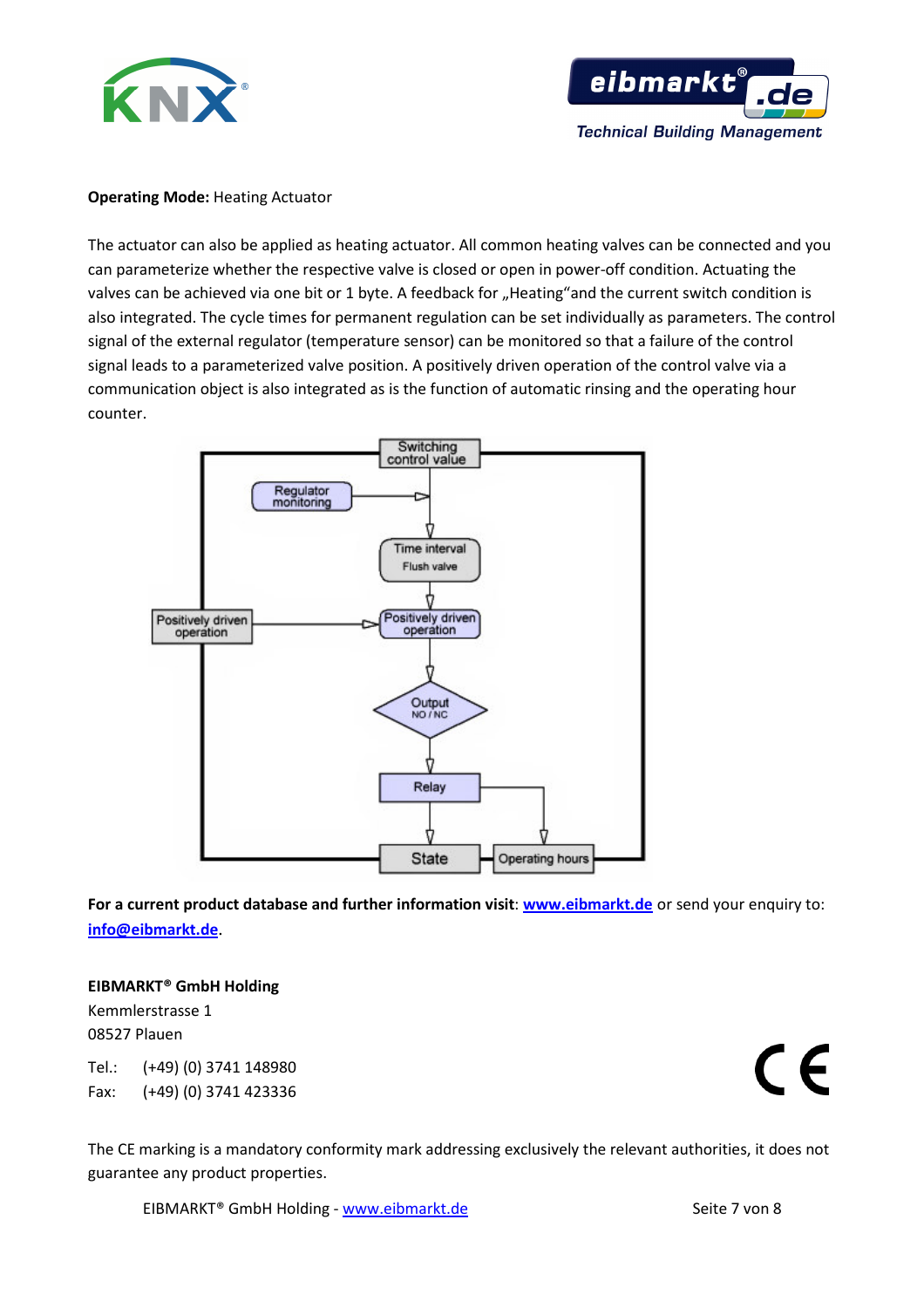**Operating Mode:** Heating Actuator

The actuator can also be applied as heating actuator. All common heating valves can be connected and you can parameterize whether the respective valve is closed or open in power-off condition. Actuating the valves can be achieved via one bit or 1 byte. A feedback for „Heating"and the current switch condition is also integrated. The cycle times for permanent regulation can be set individually as parameters. The control signal of the external regulator (temperature sensor) can be monitored so that a failure of the control signal leads to a parameterized valve position. A positively driven operation of the control valve via a communication object is also integrated as is the function of automatic rinsing and the operating hour counter.

Switching control value

Regulator monitoring

Time interval Flush valve

Positively driven operation

Positively driven operation

Output NO / NC

Relay

State

Operating hours

**For a current product database and further information visit**: **www.eibmarkt.de** or send your enquiry to: **info@eibmarkt.de**.

**EIBMARKT® GmbH Holding**
Kemmlerstrasse 1
08527 Plauen

Tel.: (+49) (0) 3741 148980
Fax: (+49) (0) 3741 423336

The CE marking is a mandatory conformity mark addressing exclusively the relevant authorities, it does not guarantee any product properties.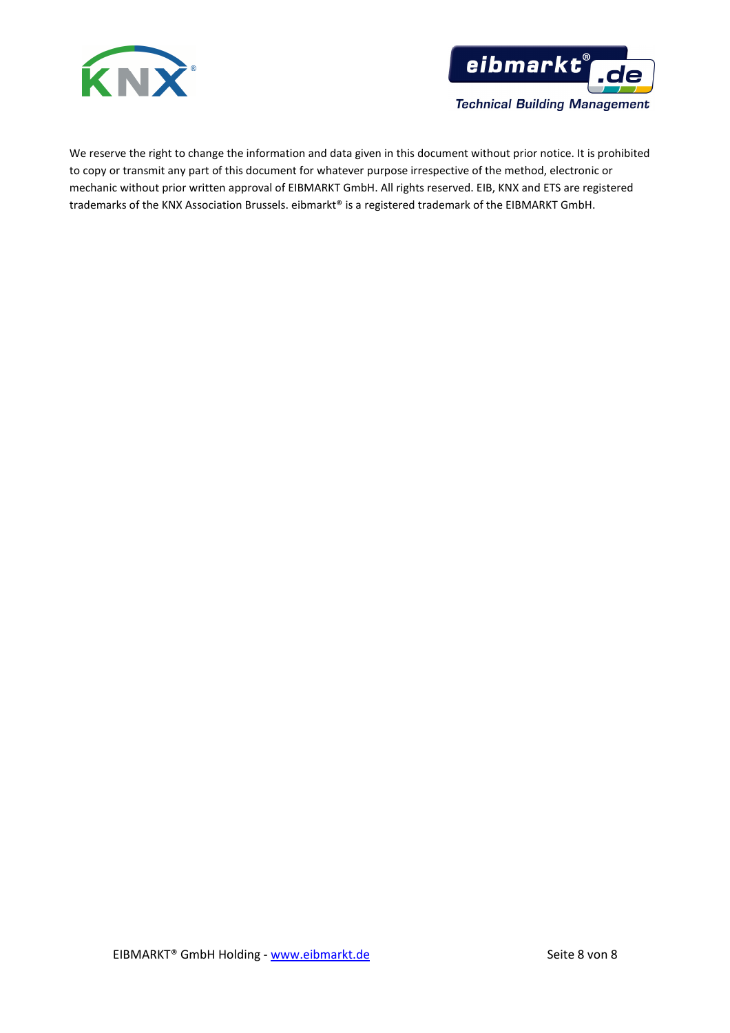We reserve the right to change the information and data given in this document without prior notice. It is prohibited to copy or transmit any part of this document for whatever purpose irrespective of the method, electronic or mechanic without prior written approval of EIBMARKT GmbH. All rights reserved. EIB, KNX and ETS are registered trademarks of the KNX Association Brussels. eibmarkt® is a registered trademark of the EIBMARKT GmbH.